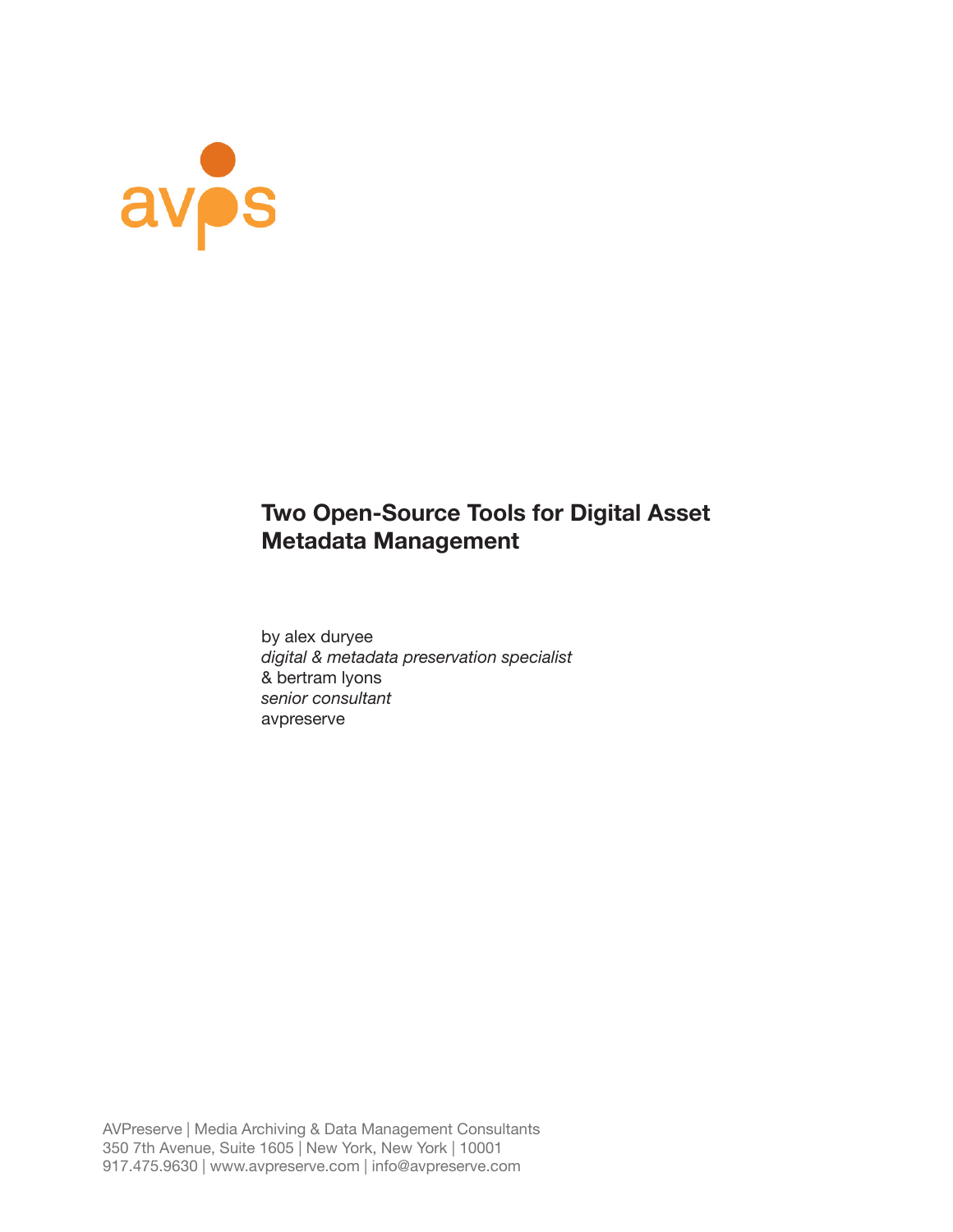# Two Open-Source Tools for Digital Asset Metadata Management

by alex duryee  
*digital & metadata preservation specialist*  
& bertram lyons  
*senior consultant*  
avpreserve

AVPreserve | Media Archiving & Data Management Consultants  
350 7th Avenue, Suite 1605 | New York, New York | 10001  
917.475.9630 | www.avpreserve.com | info@avpreserve.com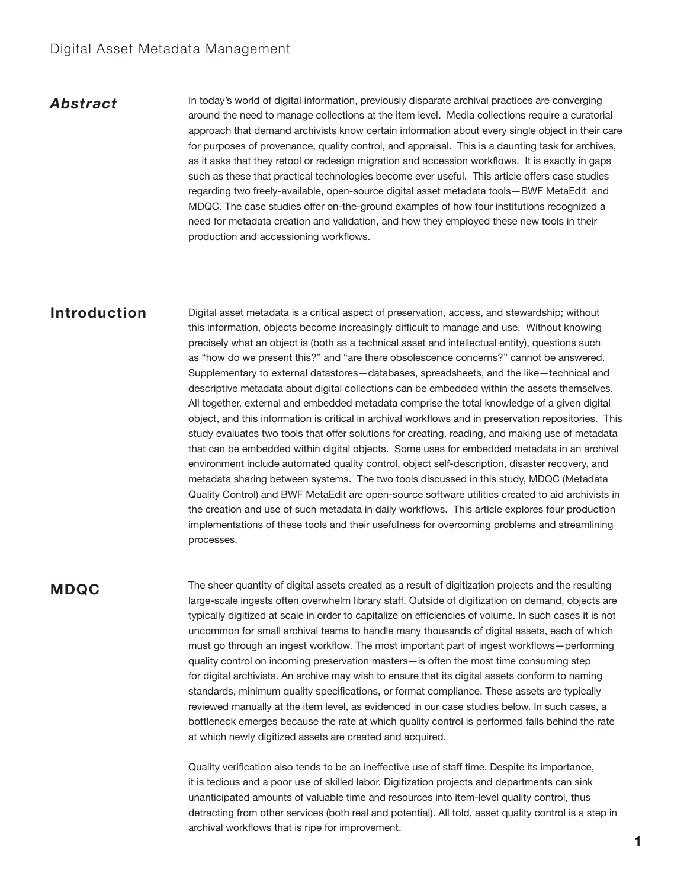## *Abstract*

In today's world of digital information, previously disparate archival practices are converging around the need to manage collections at the item level. Media collections require a curatorial approach that demand archivists know certain information about every single object in their care for purposes of provenance, quality control, and appraisal. This is a daunting task for archives, as it asks that they retool or redesign migration and accession workflows. It is exactly in gaps such as these that practical technologies become ever useful. This article offers case studies regarding two freely-available, open-source digital asset metadata tools—BWF MetaEdit and MDQC. The case studies offer on-the-ground examples of how four institutions recognized a need for metadata creation and validation, and how they employed these new tools in their production and accessioning workflows.

## Introduction

Digital asset metadata is a critical aspect of preservation, access, and stewardship; without this information, objects become increasingly difficult to manage and use. Without knowing precisely what an object is (both as a technical asset and intellectual entity), questions such as "how do we present this?" and "are there obsolescence concerns?" cannot be answered. Supplementary to external datastores—databases, spreadsheets, and the like—technical and descriptive metadata about digital collections can be embedded within the assets themselves. All together, external and embedded metadata comprise the total knowledge of a given digital object, and this information is critical in archival workflows and in preservation repositories. This study evaluates two tools that offer solutions for creating, reading, and making use of metadata that can be embedded within digital objects. Some uses for embedded metadata in an archival environment include automated quality control, object self-description, disaster recovery, and metadata sharing between systems. The two tools discussed in this study, MDQC (Metadata Quality Control) and BWF MetaEdit are open-source software utilities created to aid archivists in the creation and use of such metadata in daily workflows. This article explores four production implementations of these tools and their usefulness for overcoming problems and streamlining processes.

## MDQC

The sheer quantity of digital assets created as a result of digitization projects and the resulting large-scale ingests often overwhelm library staff. Outside of digitization on demand, objects are typically digitized at scale in order to capitalize on efficiencies of volume. In such cases it is not uncommon for small archival teams to handle many thousands of digital assets, each of which must go through an ingest workflow. The most important part of ingest workflows—performing quality control on incoming preservation masters—is often the most time consuming step for digital archivists. An archive may wish to ensure that its digital assets conform to naming standards, minimum quality specifications, or format compliance. These assets are typically reviewed manually at the item level, as evidenced in our case studies below. In such cases, a bottleneck emerges because the rate at which quality control is performed falls behind the rate at which newly digitized assets are created and acquired.

Quality verification also tends to be an ineffective use of staff time. Despite its importance, it is tedious and a poor use of skilled labor. Digitization projects and departments can sink unanticipated amounts of valuable time and resources into item-level quality control, thus detracting from other services (both real and potential). All told, asset quality control is a step in archival workflows that is ripe for improvement.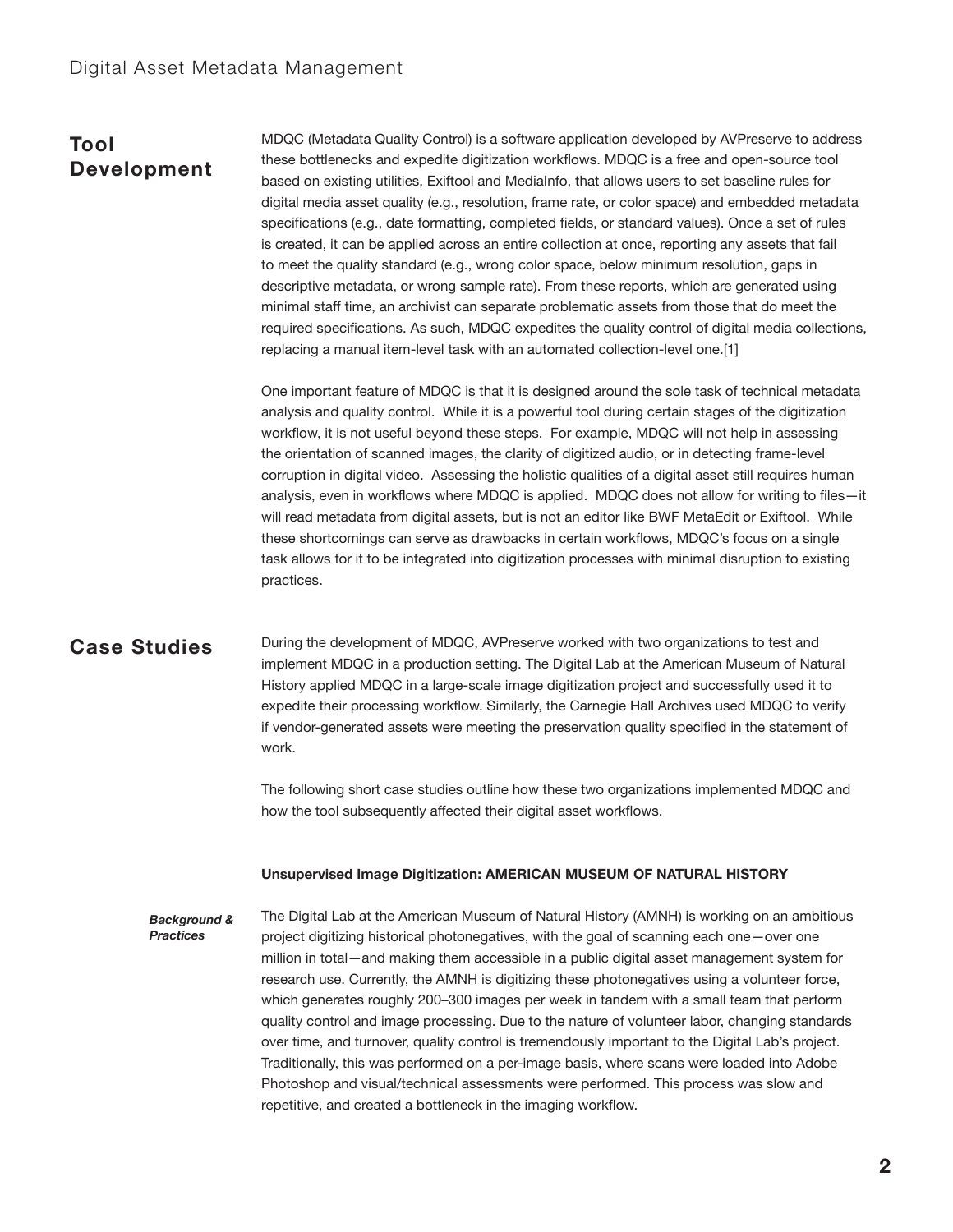## Tool Development

MDQC (Metadata Quality Control) is a software application developed by AVPreserve to address these bottlenecks and expedite digitization workflows. MDQC is a free and open-source tool based on existing utilities, Exiftool and MediaInfo, that allows users to set baseline rules for digital media asset quality (e.g., resolution, frame rate, or color space) and embedded metadata specifications (e.g., date formatting, completed fields, or standard values). Once a set of rules is created, it can be applied across an entire collection at once, reporting any assets that fail to meet the quality standard (e.g., wrong color space, below minimum resolution, gaps in descriptive metadata, or wrong sample rate). From these reports, which are generated using minimal staff time, an archivist can separate problematic assets from those that do meet the required specifications. As such, MDQC expedites the quality control of digital media collections, replacing a manual item-level task with an automated collection-level one.[1]

One important feature of MDQC is that it is designed around the sole task of technical metadata analysis and quality control. While it is a powerful tool during certain stages of the digitization workflow, it is not useful beyond these steps. For example, MDQC will not help in assessing the orientation of scanned images, the clarity of digitized audio, or in detecting frame-level corruption in digital video. Assessing the holistic qualities of a digital asset still requires human analysis, even in workflows where MDQC is applied. MDQC does not allow for writing to files—it will read metadata from digital assets, but is not an editor like BWF MetaEdit or Exiftool. While these shortcomings can serve as drawbacks in certain workflows, MDQC's focus on a single task allows for it to be integrated into digitization processes with minimal disruption to existing practices.

## Case Studies

During the development of MDQC, AVPreserve worked with two organizations to test and implement MDQC in a production setting. The Digital Lab at the American Museum of Natural History applied MDQC in a large-scale image digitization project and successfully used it to expedite their processing workflow. Similarly, the Carnegie Hall Archives used MDQC to verify if vendor-generated assets were meeting the preservation quality specified in the statement of work.

The following short case studies outline how these two organizations implemented MDQC and how the tool subsequently affected their digital asset workflows.

### Unsupervised Image Digitization: AMERICAN MUSEUM OF NATURAL HISTORY

***Background & Practices***

The Digital Lab at the American Museum of Natural History (AMNH) is working on an ambitious project digitizing historical photonegatives, with the goal of scanning each one—over one million in total—and making them accessible in a public digital asset management system for research use. Currently, the AMNH is digitizing these photonegatives using a volunteer force, which generates roughly 200–300 images per week in tandem with a small team that perform quality control and image processing. Due to the nature of volunteer labor, changing standards over time, and turnover, quality control is tremendously important to the Digital Lab's project. Traditionally, this was performed on a per-image basis, where scans were loaded into Adobe Photoshop and visual/technical assessments were performed. This process was slow and repetitive, and created a bottleneck in the imaging workflow.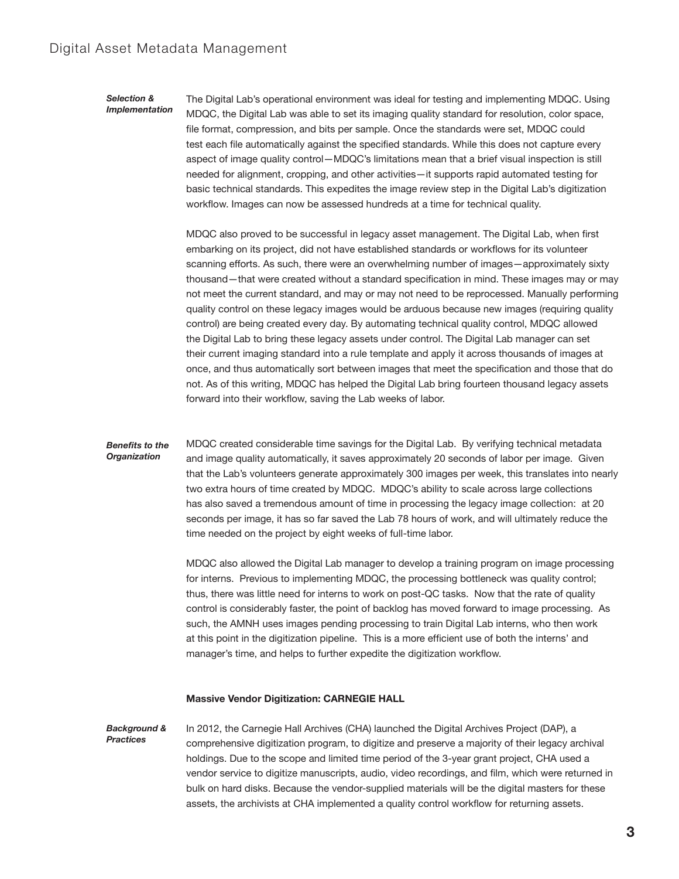*Selection & Implementation*

The Digital Lab's operational environment was ideal for testing and implementing MDQC. Using MDQC, the Digital Lab was able to set its imaging quality standard for resolution, color space, file format, compression, and bits per sample. Once the standards were set, MDQC could test each file automatically against the specified standards. While this does not capture every aspect of image quality control—MDQC's limitations mean that a brief visual inspection is still needed for alignment, cropping, and other activities—it supports rapid automated testing for basic technical standards. This expedites the image review step in the Digital Lab's digitization workflow. Images can now be assessed hundreds at a time for technical quality.

MDQC also proved to be successful in legacy asset management. The Digital Lab, when first embarking on its project, did not have established standards or workflows for its volunteer scanning efforts. As such, there were an overwhelming number of images—approximately sixty thousand—that were created without a standard specification in mind. These images may or may not meet the current standard, and may or may not need to be reprocessed. Manually performing quality control on these legacy images would be arduous because new images (requiring quality control) are being created every day. By automating technical quality control, MDQC allowed the Digital Lab to bring these legacy assets under control. The Digital Lab manager can set their current imaging standard into a rule template and apply it across thousands of images at once, and thus automatically sort between images that meet the specification and those that do not. As of this writing, MDQC has helped the Digital Lab bring fourteen thousand legacy assets forward into their workflow, saving the Lab weeks of labor.

*Benefits to the Organization*

MDQC created considerable time savings for the Digital Lab. By verifying technical metadata and image quality automatically, it saves approximately 20 seconds of labor per image. Given that the Lab's volunteers generate approximately 300 images per week, this translates into nearly two extra hours of time created by MDQC. MDQC's ability to scale across large collections has also saved a tremendous amount of time in processing the legacy image collection: at 20 seconds per image, it has so far saved the Lab 78 hours of work, and will ultimately reduce the time needed on the project by eight weeks of full-time labor.

MDQC also allowed the Digital Lab manager to develop a training program on image processing for interns. Previous to implementing MDQC, the processing bottleneck was quality control; thus, there was little need for interns to work on post-QC tasks. Now that the rate of quality control is considerably faster, the point of backlog has moved forward to image processing. As such, the AMNH uses images pending processing to train Digital Lab interns, who then work at this point in the digitization pipeline. This is a more efficient use of both the interns' and manager's time, and helps to further expedite the digitization workflow.

**Massive Vendor Digitization: CARNEGIE HALL**

*Background & Practices*

In 2012, the Carnegie Hall Archives (CHA) launched the Digital Archives Project (DAP), a comprehensive digitization program, to digitize and preserve a majority of their legacy archival holdings. Due to the scope and limited time period of the 3-year grant project, CHA used a vendor service to digitize manuscripts, audio, video recordings, and film, which were returned in bulk on hard disks. Because the vendor-supplied materials will be the digital masters for these assets, the archivists at CHA implemented a quality control workflow for returning assets.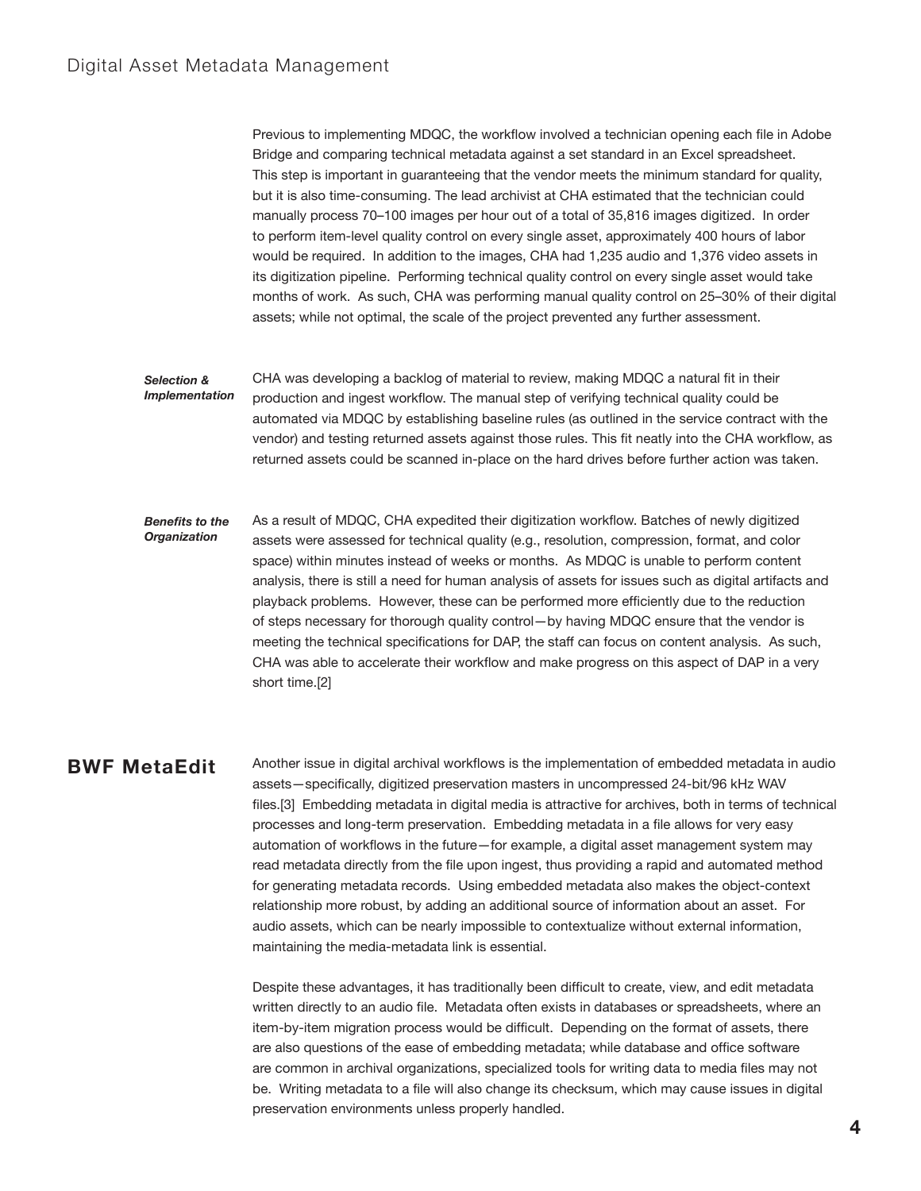Previous to implementing MDQC, the workflow involved a technician opening each file in Adobe Bridge and comparing technical metadata against a set standard in an Excel spreadsheet. This step is important in guaranteeing that the vendor meets the minimum standard for quality, but it is also time-consuming. The lead archivist at CHA estimated that the technician could manually process 70–100 images per hour out of a total of 35,816 images digitized. In order to perform item-level quality control on every single asset, approximately 400 hours of labor would be required. In addition to the images, CHA had 1,235 audio and 1,376 video assets in its digitization pipeline. Performing technical quality control on every single asset would take months of work. As such, CHA was performing manual quality control on 25–30% of their digital assets; while not optimal, the scale of the project prevented any further assessment.

***Selection & Implementation***

CHA was developing a backlog of material to review, making MDQC a natural fit in their production and ingest workflow. The manual step of verifying technical quality could be automated via MDQC by establishing baseline rules (as outlined in the service contract with the vendor) and testing returned assets against those rules. This fit neatly into the CHA workflow, as returned assets could be scanned in-place on the hard drives before further action was taken.

***Benefits to the Organization***

As a result of MDQC, CHA expedited their digitization workflow. Batches of newly digitized assets were assessed for technical quality (e.g., resolution, compression, format, and color space) within minutes instead of weeks or months. As MDQC is unable to perform content analysis, there is still a need for human analysis of assets for issues such as digital artifacts and playback problems. However, these can be performed more efficiently due to the reduction of steps necessary for thorough quality control—by having MDQC ensure that the vendor is meeting the technical specifications for DAP, the staff can focus on content analysis. As such, CHA was able to accelerate their workflow and make progress on this aspect of DAP in a very short time.[2]

## BWF MetaEdit

Another issue in digital archival workflows is the implementation of embedded metadata in audio assets—specifically, digitized preservation masters in uncompressed 24-bit/96 kHz WAV files.[3] Embedding metadata in digital media is attractive for archives, both in terms of technical processes and long-term preservation. Embedding metadata in a file allows for very easy automation of workflows in the future—for example, a digital asset management system may read metadata directly from the file upon ingest, thus providing a rapid and automated method for generating metadata records. Using embedded metadata also makes the object-context relationship more robust, by adding an additional source of information about an asset. For audio assets, which can be nearly impossible to contextualize without external information, maintaining the media-metadata link is essential.

Despite these advantages, it has traditionally been difficult to create, view, and edit metadata written directly to an audio file. Metadata often exists in databases or spreadsheets, where an item-by-item migration process would be difficult. Depending on the format of assets, there are also questions of the ease of embedding metadata; while database and office software are common in archival organizations, specialized tools for writing data to media files may not be. Writing metadata to a file will also change its checksum, which may cause issues in digital preservation environments unless properly handled.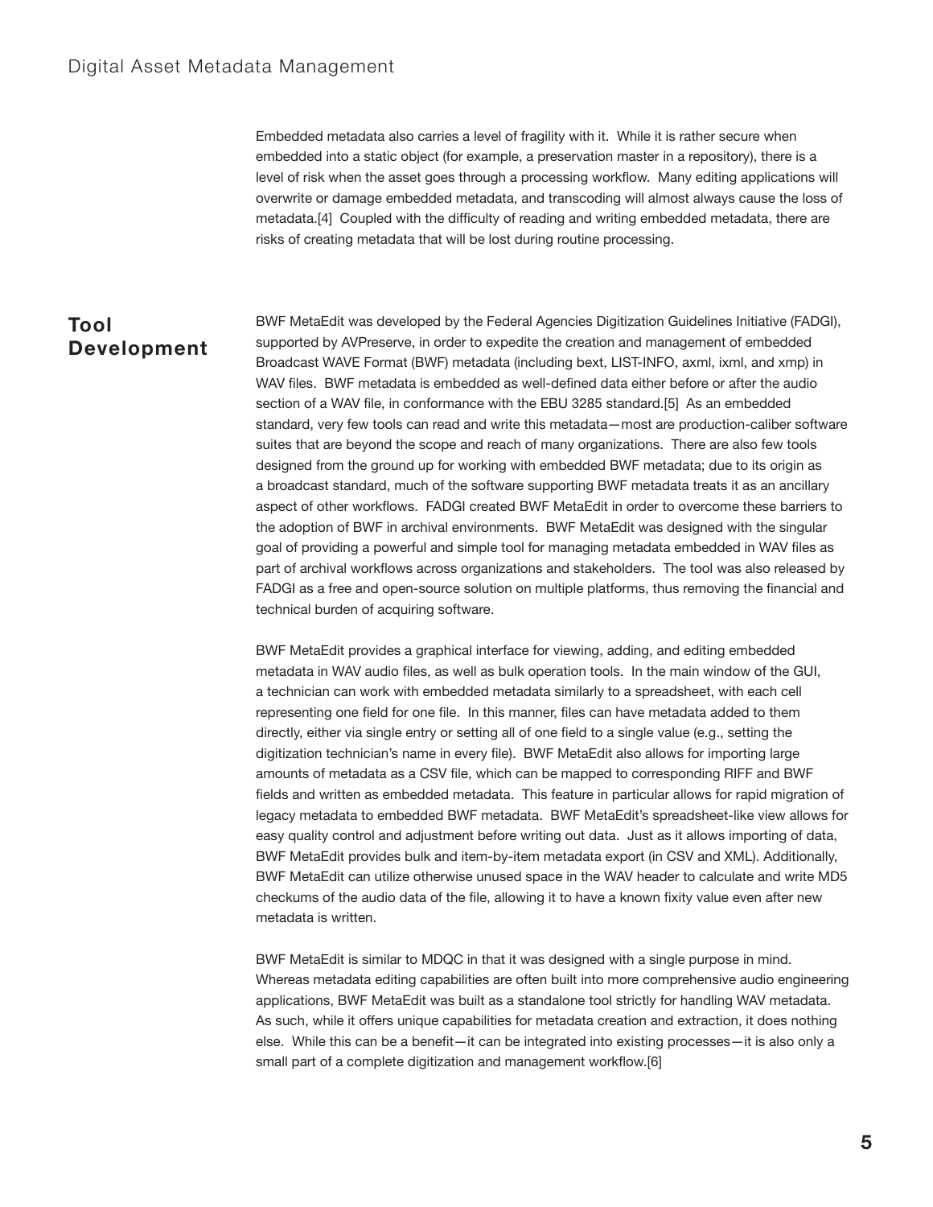Embedded metadata also carries a level of fragility with it. While it is rather secure when embedded into a static object (for example, a preservation master in a repository), there is a level of risk when the asset goes through a processing workflow. Many editing applications will overwrite or damage embedded metadata, and transcoding will almost always cause the loss of metadata.[4] Coupled with the difficulty of reading and writing embedded metadata, there are risks of creating metadata that will be lost during routine processing.

## Tool Development

BWF MetaEdit was developed by the Federal Agencies Digitization Guidelines Initiative (FADGI), supported by AVPreserve, in order to expedite the creation and management of embedded Broadcast WAVE Format (BWF) metadata (including bext, LIST-INFO, axml, ixml, and xmp) in WAV files. BWF metadata is embedded as well-defined data either before or after the audio section of a WAV file, in conformance with the EBU 3285 standard.[5] As an embedded standard, very few tools can read and write this metadata—most are production-caliber software suites that are beyond the scope and reach of many organizations. There are also few tools designed from the ground up for working with embedded BWF metadata; due to its origin as a broadcast standard, much of the software supporting BWF metadata treats it as an ancillary aspect of other workflows. FADGI created BWF MetaEdit in order to overcome these barriers to the adoption of BWF in archival environments. BWF MetaEdit was designed with the singular goal of providing a powerful and simple tool for managing metadata embedded in WAV files as part of archival workflows across organizations and stakeholders. The tool was also released by FADGI as a free and open-source solution on multiple platforms, thus removing the financial and technical burden of acquiring software.

BWF MetaEdit provides a graphical interface for viewing, adding, and editing embedded metadata in WAV audio files, as well as bulk operation tools. In the main window of the GUI, a technician can work with embedded metadata similarly to a spreadsheet, with each cell representing one field for one file. In this manner, files can have metadata added to them directly, either via single entry or setting all of one field to a single value (e.g., setting the digitization technician's name in every file). BWF MetaEdit also allows for importing large amounts of metadata as a CSV file, which can be mapped to corresponding RIFF and BWF fields and written as embedded metadata. This feature in particular allows for rapid migration of legacy metadata to embedded BWF metadata. BWF MetaEdit's spreadsheet-like view allows for easy quality control and adjustment before writing out data. Just as it allows importing of data, BWF MetaEdit provides bulk and item-by-item metadata export (in CSV and XML). Additionally, BWF MetaEdit can utilize otherwise unused space in the WAV header to calculate and write MD5 checkums of the audio data of the file, allowing it to have a known fixity value even after new metadata is written.

BWF MetaEdit is similar to MDQC in that it was designed with a single purpose in mind. Whereas metadata editing capabilities are often built into more comprehensive audio engineering applications, BWF MetaEdit was built as a standalone tool strictly for handling WAV metadata. As such, while it offers unique capabilities for metadata creation and extraction, it does nothing else. While this can be a benefit—it can be integrated into existing processes—it is also only a small part of a complete digitization and management workflow.[6]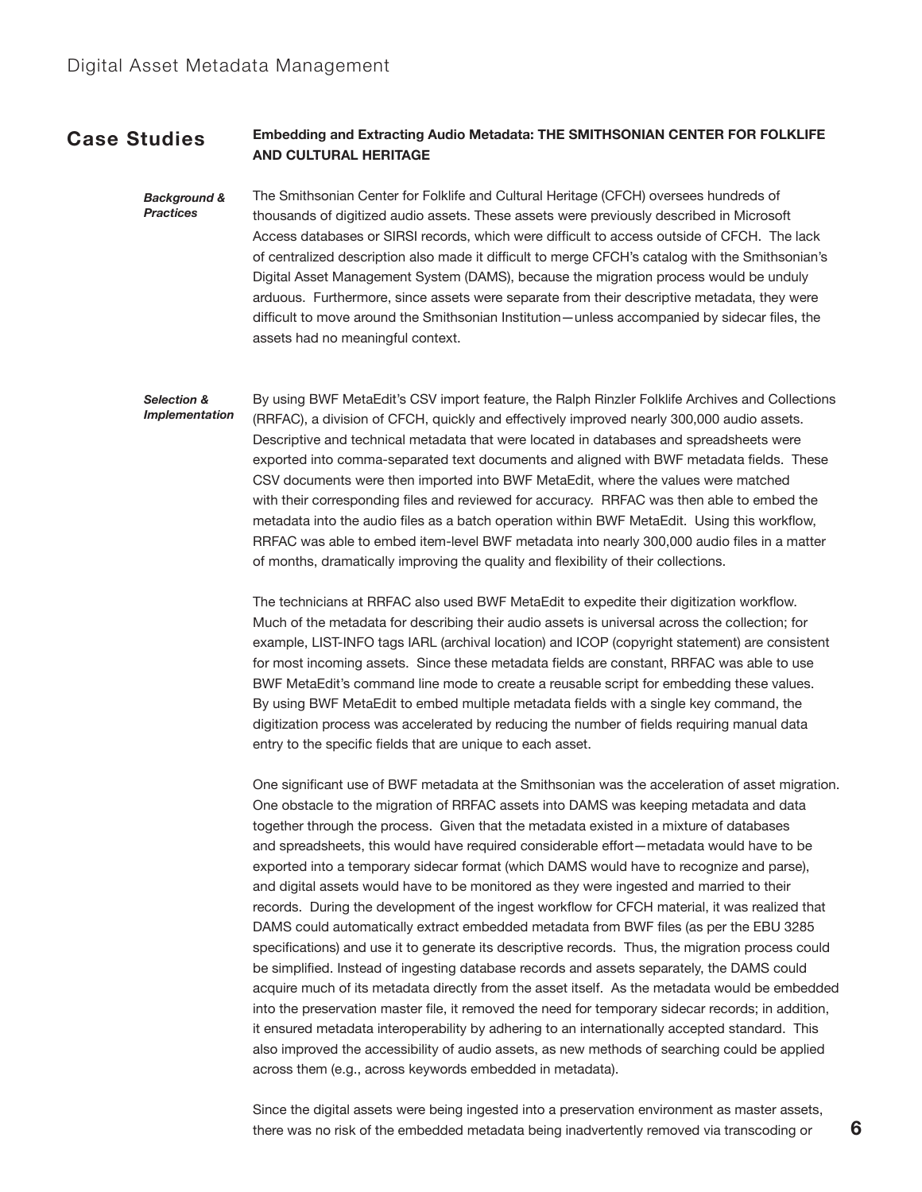## Case Studies

### Embedding and Extracting Audio Metadata: THE SMITHSONIAN CENTER FOR FOLKLIFE AND CULTURAL HERITAGE

***Background & Practices***

The Smithsonian Center for Folklife and Cultural Heritage (CFCH) oversees hundreds of thousands of digitized audio assets. These assets were previously described in Microsoft Access databases or SIRSI records, which were difficult to access outside of CFCH. The lack of centralized description also made it difficult to merge CFCH's catalog with the Smithsonian's Digital Asset Management System (DAMS), because the migration process would be unduly arduous. Furthermore, since assets were separate from their descriptive metadata, they were difficult to move around the Smithsonian Institution—unless accompanied by sidecar files, the assets had no meaningful context.

***Selection & Implementation***

By using BWF MetaEdit's CSV import feature, the Ralph Rinzler Folklife Archives and Collections (RRFAC), a division of CFCH, quickly and effectively improved nearly 300,000 audio assets. Descriptive and technical metadata that were located in databases and spreadsheets were exported into comma-separated text documents and aligned with BWF metadata fields. These CSV documents were then imported into BWF MetaEdit, where the values were matched with their corresponding files and reviewed for accuracy. RRFAC was then able to embed the metadata into the audio files as a batch operation within BWF MetaEdit. Using this workflow, RRFAC was able to embed item-level BWF metadata into nearly 300,000 audio files in a matter of months, dramatically improving the quality and flexibility of their collections.

The technicians at RRFAC also used BWF MetaEdit to expedite their digitization workflow. Much of the metadata for describing their audio assets is universal across the collection; for example, LIST-INFO tags IARL (archival location) and ICOP (copyright statement) are consistent for most incoming assets. Since these metadata fields are constant, RRFAC was able to use BWF MetaEdit's command line mode to create a reusable script for embedding these values. By using BWF MetaEdit to embed multiple metadata fields with a single key command, the digitization process was accelerated by reducing the number of fields requiring manual data entry to the specific fields that are unique to each asset.

One significant use of BWF metadata at the Smithsonian was the acceleration of asset migration. One obstacle to the migration of RRFAC assets into DAMS was keeping metadata and data together through the process. Given that the metadata existed in a mixture of databases and spreadsheets, this would have required considerable effort—metadata would have to be exported into a temporary sidecar format (which DAMS would have to recognize and parse), and digital assets would have to be monitored as they were ingested and married to their records. During the development of the ingest workflow for CFCH material, it was realized that DAMS could automatically extract embedded metadata from BWF files (as per the EBU 3285 specifications) and use it to generate its descriptive records. Thus, the migration process could be simplified. Instead of ingesting database records and assets separately, the DAMS could acquire much of its metadata directly from the asset itself. As the metadata would be embedded into the preservation master file, it removed the need for temporary sidecar records; in addition, it ensured metadata interoperability by adhering to an internationally accepted standard. This also improved the accessibility of audio assets, as new methods of searching could be applied across them (e.g., across keywords embedded in metadata).

Since the digital assets were being ingested into a preservation environment as master assets, there was no risk of the embedded metadata being inadvertently removed via transcoding or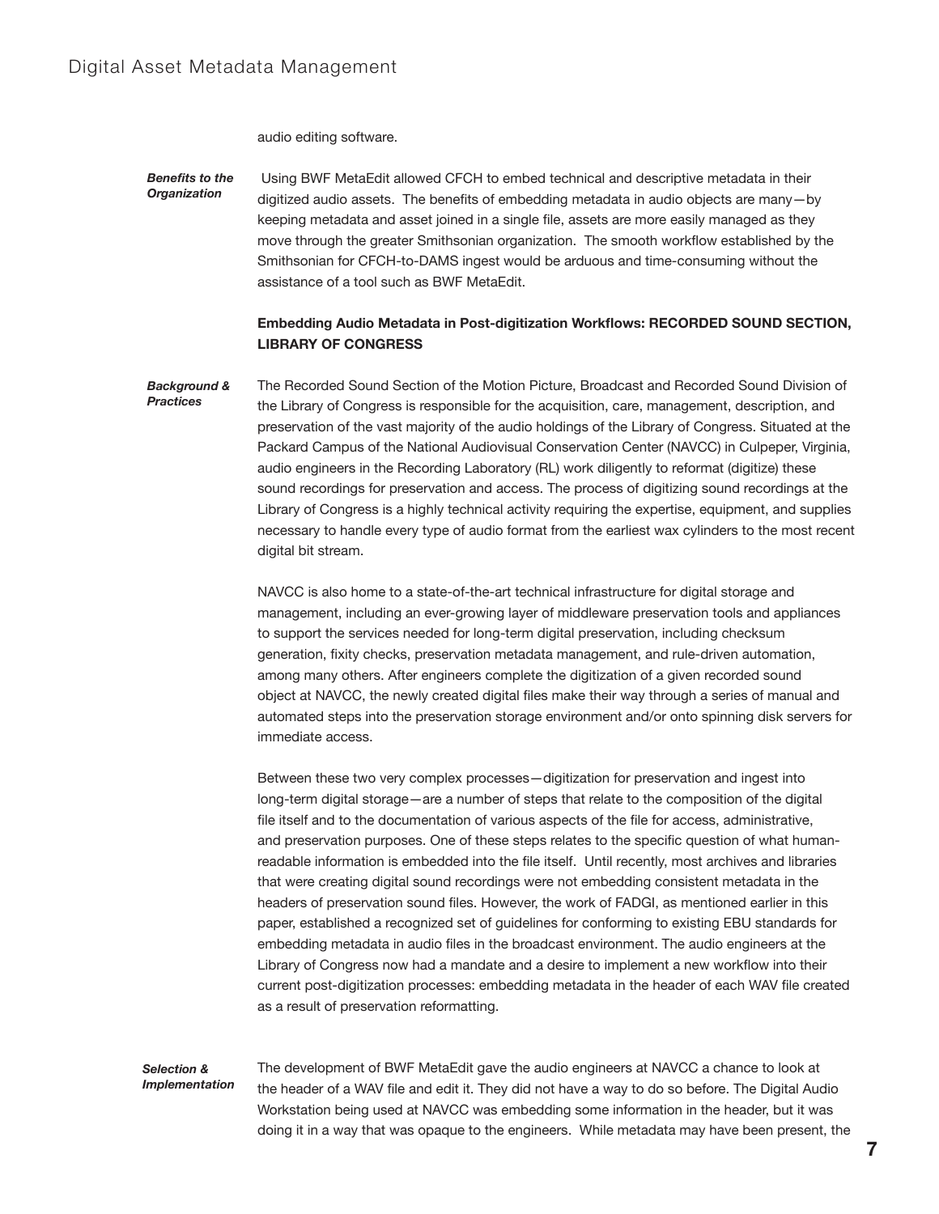audio editing software.

***Benefits to the Organization***

Using BWF MetaEdit allowed CFCH to embed technical and descriptive metadata in their digitized audio assets. The benefits of embedding metadata in audio objects are many—by keeping metadata and asset joined in a single file, assets are more easily managed as they move through the greater Smithsonian organization. The smooth workflow established by the Smithsonian for CFCH-to-DAMS ingest would be arduous and time-consuming without the assistance of a tool such as BWF MetaEdit.

**Embedding Audio Metadata in Post-digitization Workflows: RECORDED SOUND SECTION, LIBRARY OF CONGRESS**

***Background & Practices***

The Recorded Sound Section of the Motion Picture, Broadcast and Recorded Sound Division of the Library of Congress is responsible for the acquisition, care, management, description, and preservation of the vast majority of the audio holdings of the Library of Congress. Situated at the Packard Campus of the National Audiovisual Conservation Center (NAVCC) in Culpeper, Virginia, audio engineers in the Recording Laboratory (RL) work diligently to reformat (digitize) these sound recordings for preservation and access. The process of digitizing sound recordings at the Library of Congress is a highly technical activity requiring the expertise, equipment, and supplies necessary to handle every type of audio format from the earliest wax cylinders to the most recent digital bit stream.

NAVCC is also home to a state-of-the-art technical infrastructure for digital storage and management, including an ever-growing layer of middleware preservation tools and appliances to support the services needed for long-term digital preservation, including checksum generation, fixity checks, preservation metadata management, and rule-driven automation, among many others. After engineers complete the digitization of a given recorded sound object at NAVCC, the newly created digital files make their way through a series of manual and automated steps into the preservation storage environment and/or onto spinning disk servers for immediate access.

Between these two very complex processes—digitization for preservation and ingest into long-term digital storage—are a number of steps that relate to the composition of the digital file itself and to the documentation of various aspects of the file for access, administrative, and preservation purposes. One of these steps relates to the specific question of what human-readable information is embedded into the file itself. Until recently, most archives and libraries that were creating digital sound recordings were not embedding consistent metadata in the headers of preservation sound files. However, the work of FADGI, as mentioned earlier in this paper, established a recognized set of guidelines for conforming to existing EBU standards for embedding metadata in audio files in the broadcast environment. The audio engineers at the Library of Congress now had a mandate and a desire to implement a new workflow into their current post-digitization processes: embedding metadata in the header of each WAV file created as a result of preservation reformatting.

***Selection & Implementation***

The development of BWF MetaEdit gave the audio engineers at NAVCC a chance to look at the header of a WAV file and edit it. They did not have a way to do so before. The Digital Audio Workstation being used at NAVCC was embedding some information in the header, but it was doing it in a way that was opaque to the engineers. While metadata may have been present, the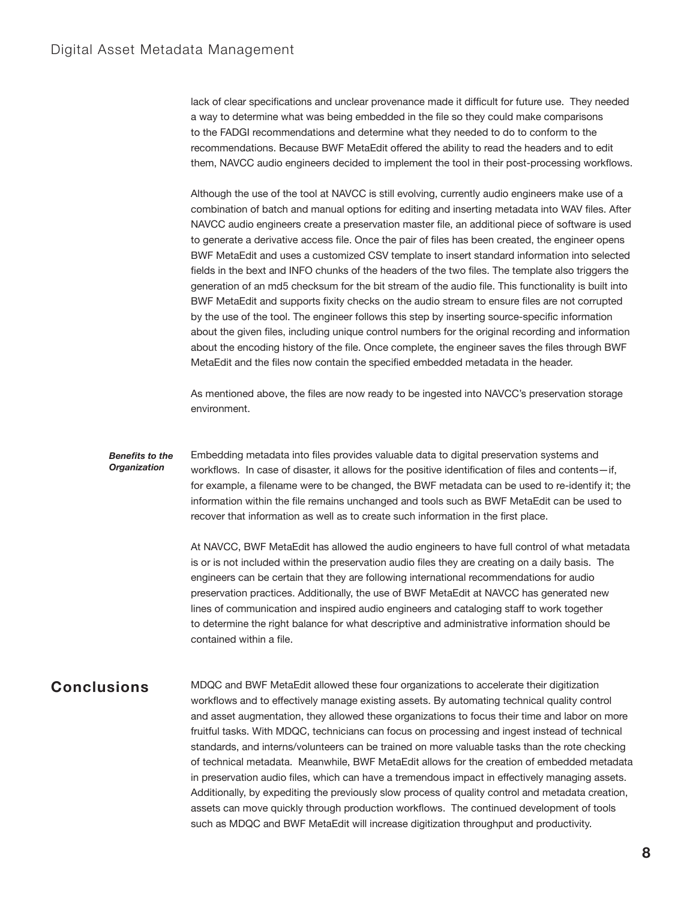lack of clear specifications and unclear provenance made it difficult for future use. They needed a way to determine what was being embedded in the file so they could make comparisons to the FADGI recommendations and determine what they needed to do to conform to the recommendations. Because BWF MetaEdit offered the ability to read the headers and to edit them, NAVCC audio engineers decided to implement the tool in their post-processing workflows.

Although the use of the tool at NAVCC is still evolving, currently audio engineers make use of a combination of batch and manual options for editing and inserting metadata into WAV files. After NAVCC audio engineers create a preservation master file, an additional piece of software is used to generate a derivative access file. Once the pair of files has been created, the engineer opens BWF MetaEdit and uses a customized CSV template to insert standard information into selected fields in the bext and INFO chunks of the headers of the two files. The template also triggers the generation of an md5 checksum for the bit stream of the audio file. This functionality is built into BWF MetaEdit and supports fixity checks on the audio stream to ensure files are not corrupted by the use of the tool. The engineer follows this step by inserting source-specific information about the given files, including unique control numbers for the original recording and information about the encoding history of the file. Once complete, the engineer saves the files through BWF MetaEdit and the files now contain the specified embedded metadata in the header.

As mentioned above, the files are now ready to be ingested into NAVCC's preservation storage environment.

***Benefits to the Organization***

Embedding metadata into files provides valuable data to digital preservation systems and workflows. In case of disaster, it allows for the positive identification of files and contents—if, for example, a filename were to be changed, the BWF metadata can be used to re-identify it; the information within the file remains unchanged and tools such as BWF MetaEdit can be used to recover that information as well as to create such information in the first place.

At NAVCC, BWF MetaEdit has allowed the audio engineers to have full control of what metadata is or is not included within the preservation audio files they are creating on a daily basis. The engineers can be certain that they are following international recommendations for audio preservation practices. Additionally, the use of BWF MetaEdit at NAVCC has generated new lines of communication and inspired audio engineers and cataloging staff to work together to determine the right balance for what descriptive and administrative information should be contained within a file.

## Conclusions

MDQC and BWF MetaEdit allowed these four organizations to accelerate their digitization workflows and to effectively manage existing assets. By automating technical quality control and asset augmentation, they allowed these organizations to focus their time and labor on more fruitful tasks. With MDQC, technicians can focus on processing and ingest instead of technical standards, and interns/volunteers can be trained on more valuable tasks than the rote checking of technical metadata. Meanwhile, BWF MetaEdit allows for the creation of embedded metadata in preservation audio files, which can have a tremendous impact in effectively managing assets. Additionally, by expediting the previously slow process of quality control and metadata creation, assets can move quickly through production workflows. The continued development of tools such as MDQC and BWF MetaEdit will increase digitization throughput and productivity.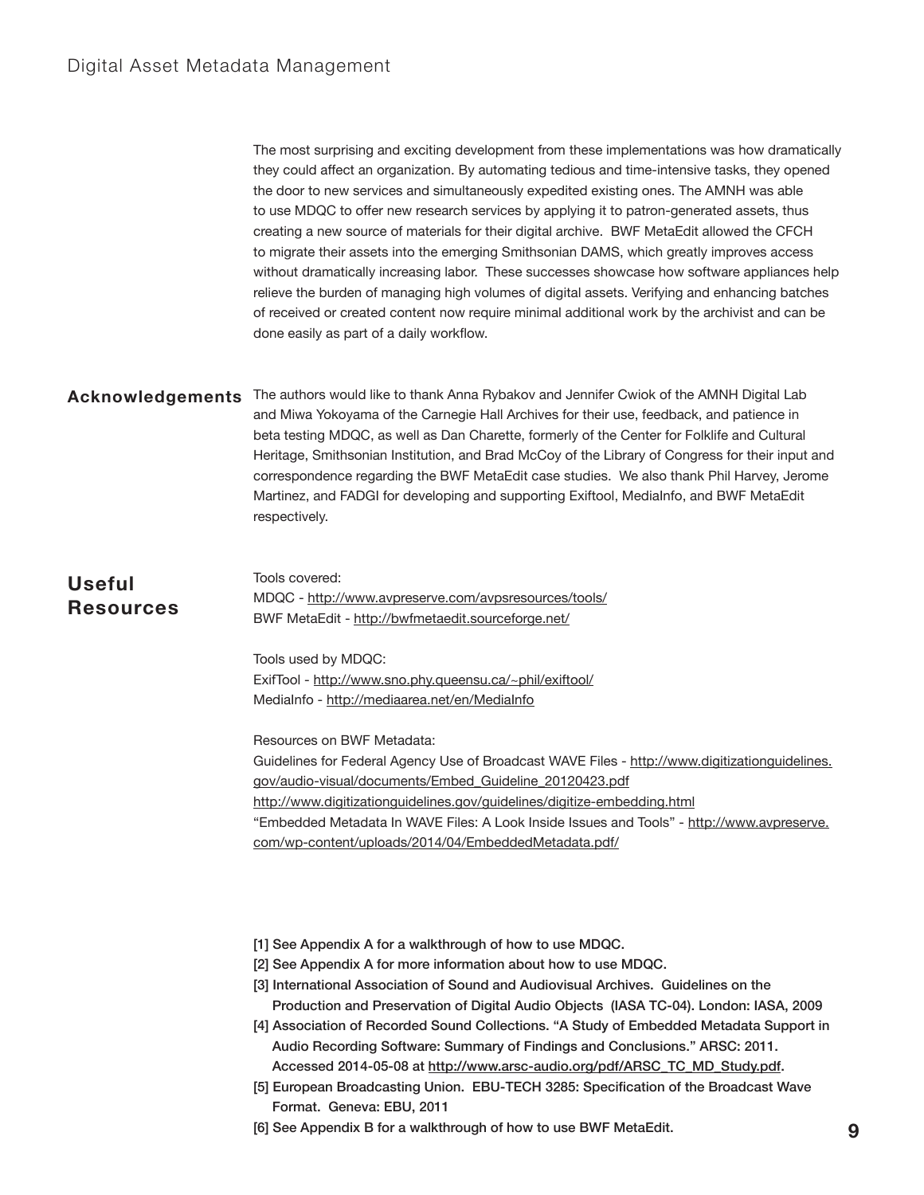The most surprising and exciting development from these implementations was how dramatically they could affect an organization. By automating tedious and time-intensive tasks, they opened the door to new services and simultaneously expedited existing ones. The AMNH was able to use MDQC to offer new research services by applying it to patron-generated assets, thus creating a new source of materials for their digital archive. BWF MetaEdit allowed the CFCH to migrate their assets into the emerging Smithsonian DAMS, which greatly improves access without dramatically increasing labor. These successes showcase how software appliances help relieve the burden of managing high volumes of digital assets. Verifying and enhancing batches of received or created content now require minimal additional work by the archivist and can be done easily as part of a daily workflow.

## Acknowledgements

The authors would like to thank Anna Rybakov and Jennifer Cwiok of the AMNH Digital Lab and Miwa Yokoyama of the Carnegie Hall Archives for their use, feedback, and patience in beta testing MDQC, as well as Dan Charette, formerly of the Center for Folklife and Cultural Heritage, Smithsonian Institution, and Brad McCoy of the Library of Congress for their input and correspondence regarding the BWF MetaEdit case studies. We also thank Phil Harvey, Jerome Martinez, and FADGI for developing and supporting Exiftool, MediaInfo, and BWF MetaEdit respectively.

## Useful Resources

Tools covered:
MDQC - http://www.avpreserve.com/avpsresources/tools/
BWF MetaEdit - http://bwfmetaedit.sourceforge.net/

Tools used by MDQC:
ExifTool - http://www.sno.phy.queensu.ca/~phil/exiftool/
MediaInfo - http://mediaarea.net/en/MediaInfo

Resources on BWF Metadata:
Guidelines for Federal Agency Use of Broadcast WAVE Files - http://www.digitizationguidelines.gov/audio-visual/documents/Embed_Guideline_20120423.pdf
http://www.digitizationguidelines.gov/guidelines/digitize-embedding.html
"Embedded Metadata In WAVE Files: A Look Inside Issues and Tools" - http://www.avpreserve.com/wp-content/uploads/2014/04/EmbeddedMetadata.pdf/

[1] See Appendix A for a walkthrough of how to use MDQC.
[2] See Appendix A for more information about how to use MDQC.
[3] International Association of Sound and Audiovisual Archives. Guidelines on the Production and Preservation of Digital Audio Objects (IASA TC-04). London: IASA, 2009
[4] Association of Recorded Sound Collections. "A Study of Embedded Metadata Support in Audio Recording Software: Summary of Findings and Conclusions." ARSC: 2011. Accessed 2014-05-08 at http://www.arsc-audio.org/pdf/ARSC_TC_MD_Study.pdf.
[5] European Broadcasting Union. EBU-TECH 3285: Specification of the Broadcast Wave Format. Geneva: EBU, 2011
[6] See Appendix B for a walkthrough of how to use BWF MetaEdit.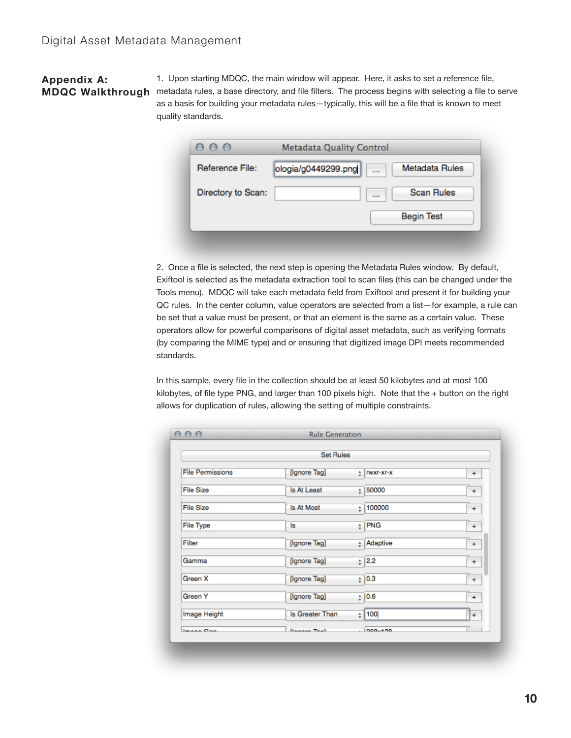## Appendix A: MDQC Walkthrough

1. Upon starting MDQC, the main window will appear. Here, it asks to set a reference file, metadata rules, a base directory, and file filters. The process begins with selecting a file to serve as a basis for building your metadata rules—typically, this will be a file that is known to meet quality standards.

2. Once a file is selected, the next step is opening the Metadata Rules window. By default, Exiftool is selected as the metadata extraction tool to scan files (this can be changed under the Tools menu). MDQC will take each metadata field from Exiftool and present it for building your QC rules. In the center column, value operators are selected from a list—for example, a rule can be set that a value must be present, or that an element is the same as a certain value. These operators allow for powerful comparisons of digital asset metadata, such as verifying formats (by comparing the MIME type) and or ensuring that digitized image DPI meets recommended standards.

In this sample, every file in the collection should be at least 50 kilobytes and at most 100 kilobytes, of file type PNG, and larger than 100 pixels high. Note that the + button on the right allows for duplication of rules, allowing the setting of multiple constraints.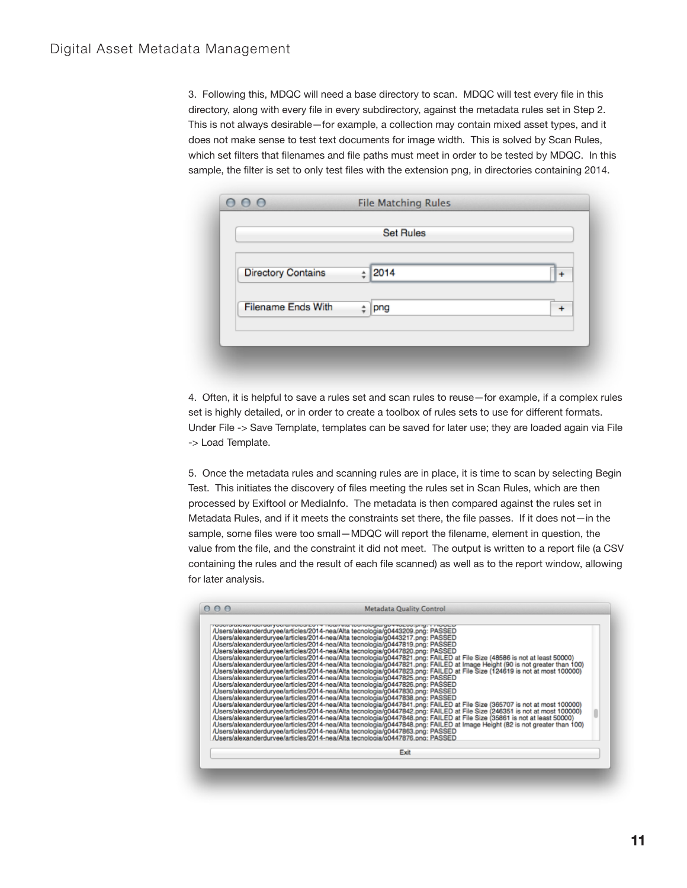3. Following this, MDQC will need a base directory to scan. MDQC will test every file in this directory, along with every file in every subdirectory, against the metadata rules set in Step 2. This is not always desirable—for example, a collection may contain mixed asset types, and it does not make sense to test text documents for image width. This is solved by Scan Rules, which set filters that filenames and file paths must meet in order to be tested by MDQC. In this sample, the filter is set to only test files with the extension png, in directories containing 2014.

4. Often, it is helpful to save a rules set and scan rules to reuse—for example, if a complex rules set is highly detailed, or in order to create a toolbox of rules sets to use for different formats. Under File -> Save Template, templates can be saved for later use; they are loaded again via File -> Load Template.

5. Once the metadata rules and scanning rules are in place, it is time to scan by selecting Begin Test. This initiates the discovery of files meeting the rules set in Scan Rules, which are then processed by Exiftool or MediaInfo. The metadata is then compared against the rules set in Metadata Rules, and if it meets the constraints set there, the file passes. If it does not—in the sample, some files were too small—MDQC will report the filename, element in question, the value from the file, and the constraint it did not meet. The output is written to a report file (a CSV containing the rules and the result of each file scanned) as well as to the report window, allowing for later analysis.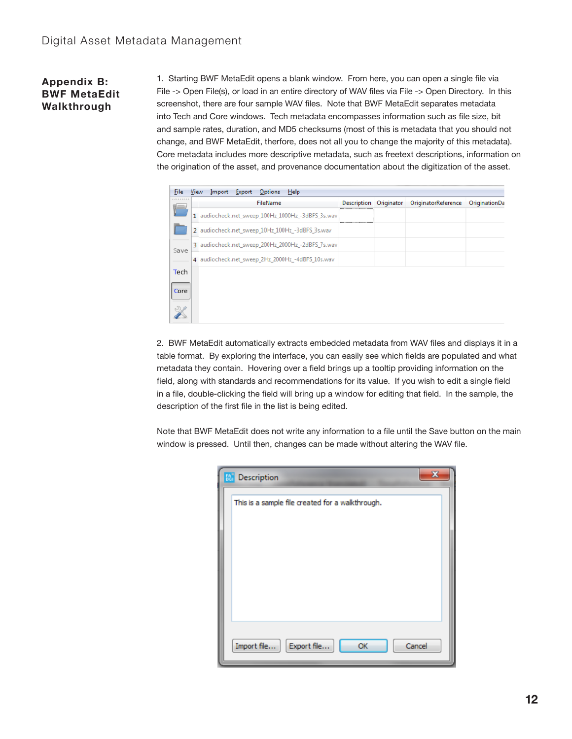## Appendix B: BWF MetaEdit Walkthrough

1. Starting BWF MetaEdit opens a blank window. From here, you can open a single file via File -> Open File(s), or load in an entire directory of WAV files via File -> Open Directory. In this screenshot, there are four sample WAV files. Note that BWF MetaEdit separates metadata into Tech and Core windows. Tech metadata encompasses information such as file size, bit and sample rates, duration, and MD5 checksums (most of this is metadata that you should not change, and BWF MetaEdit, therfore, does not all you to change the majority of this metadata). Core metadata includes more descriptive metadata, such as freetext descriptions, information on the origination of the asset, and provenance documentation about the digitization of the asset.

2. BWF MetaEdit automatically extracts embedded metadata from WAV files and displays it in a table format. By exploring the interface, you can easily see which fields are populated and what metadata they contain. Hovering over a field brings up a tooltip providing information on the field, along with standards and recommendations for its value. If you wish to edit a single field in a file, double-clicking the field will bring up a window for editing that field. In the sample, the description of the first file in the list is being edited.

Note that BWF MetaEdit does not write any information to a file until the Save button on the main window is pressed. Until then, changes can be made without altering the WAV file.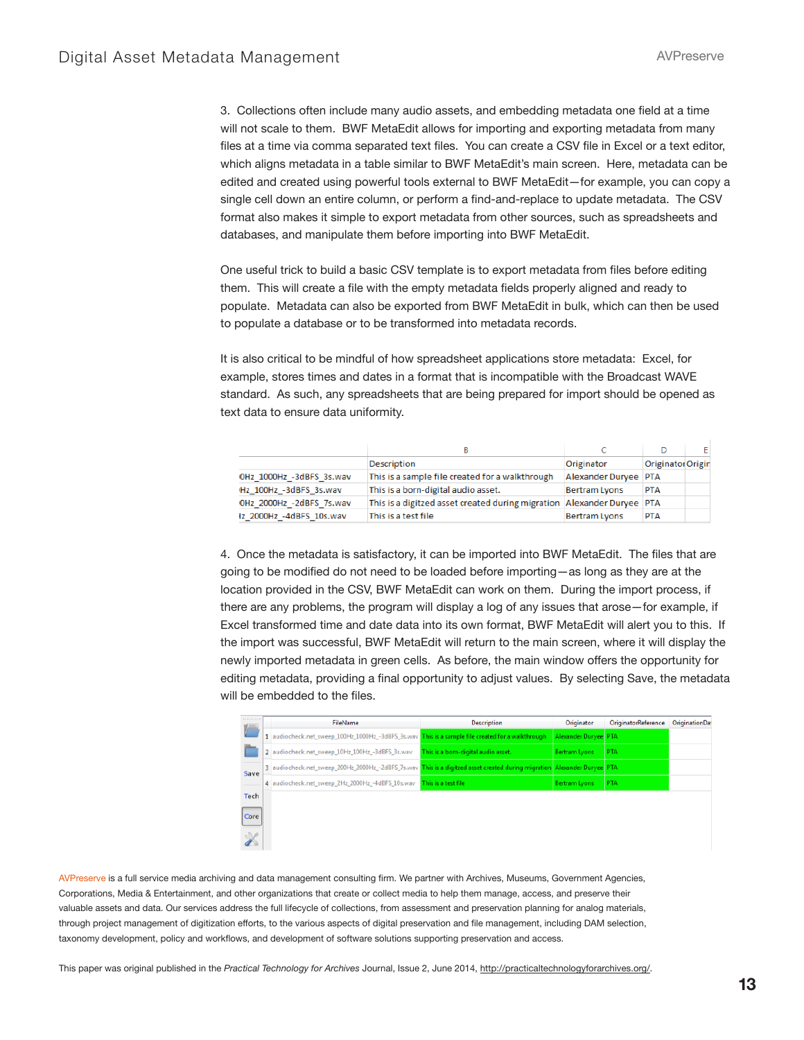3. Collections often include many audio assets, and embedding metadata one field at a time will not scale to them. BWF MetaEdit allows for importing and exporting metadata from many files at a time via comma separated text files. You can create a CSV file in Excel or a text editor, which aligns metadata in a table similar to BWF MetaEdit's main screen. Here, metadata can be edited and created using powerful tools external to BWF MetaEdit—for example, you can copy a single cell down an entire column, or perform a find-and-replace to update metadata. The CSV format also makes it simple to export metadata from other sources, such as spreadsheets and databases, and manipulate them before importing into BWF MetaEdit.

One useful trick to build a basic CSV template is to export metadata from files before editing them. This will create a file with the empty metadata fields properly aligned and ready to populate. Metadata can also be exported from BWF MetaEdit in bulk, which can then be used to populate a database or to be transformed into metadata records.

It is also critical to be mindful of how spreadsheet applications store metadata: Excel, for example, stores times and dates in a format that is incompatible with the Broadcast WAVE standard. As such, any spreadsheets that are being prepared for import should be opened as text data to ensure data uniformity.

| | B | C | D | E |
|---|---|---|---|---|
| | Description | Originator | Originator | Origin |
| 0Hz_1000Hz_-3dBFS_3s.wav | This is a sample file created for a walkthrough | Alexander Duryee | PTA | |
| Hz_100Hz_-3dBFS_3s.wav | This is a born-digital audio asset. | Bertram Lyons | PTA | |
| 0Hz_2000Hz_-2dBFS_7s.wav | This is a digitzed asset created during migration | Alexander Duryee | PTA | |
| iz_2000Hz_-4dBFS_10s.wav | This is a test file | Bertram Lyons | PTA | |

4. Once the metadata is satisfactory, it can be imported into BWF MetaEdit. The files that are going to be modified do not need to be loaded before importing—as long as they are at the location provided in the CSV, BWF MetaEdit can work on them. During the import process, if there are any problems, the program will display a log of any issues that arose—for example, if Excel transformed time and date data into its own format, BWF MetaEdit will alert you to this. If the import was successful, BWF MetaEdit will return to the main screen, where it will display the newly imported metadata in green cells. As before, the main window offers the opportunity for editing metadata, providing a final opportunity to adjust values. By selecting Save, the metadata will be embedded to the files.

| | FileName | Description | Originator | OriginatorReference | OriginationDa |
|---|---|---|---|---|---|
| 1 | audiocheck.net_sweep_100Hz_1000Hz_-3dBFS_3s.wav | This is a sample file created for a walkthrough | Alexander Duryee | PTA | |
| 2 | audiocheck.net_sweep_10Hz_100Hz_-3dBFS_3s.wav | This is a born-digital audio asset. | Bertram Lyons | PTA | |
| 3 | audiocheck.net_sweep_200Hz_2000Hz_-2dBFS_7s.wav | This is a digitized asset created during migration | Alexander Duryee | PTA | |
| 4 | audiocheck.net_sweep_2Hz_2000Hz_-4dBFS_10s.wav | This is a test file | Bertram Lyons | PTA | |

Save
Tech
Core

AVPreserve is a full service media archiving and data management consulting firm. We partner with Archives, Museums, Government Agencies, Corporations, Media & Entertainment, and other organizations that create or collect media to help them manage, access, and preserve their valuable assets and data. Our services address the full lifecycle of collections, from assessment and preservation planning for analog materials, through project management of digitization efforts, to the various aspects of digital preservation and file management, including DAM selection, taxonomy development, policy and workflows, and development of software solutions supporting preservation and access.

This paper was original published in the *Practical Technology for Archives* Journal, Issue 2, June 2014, http://practicaltechnologyforarchives.org/.